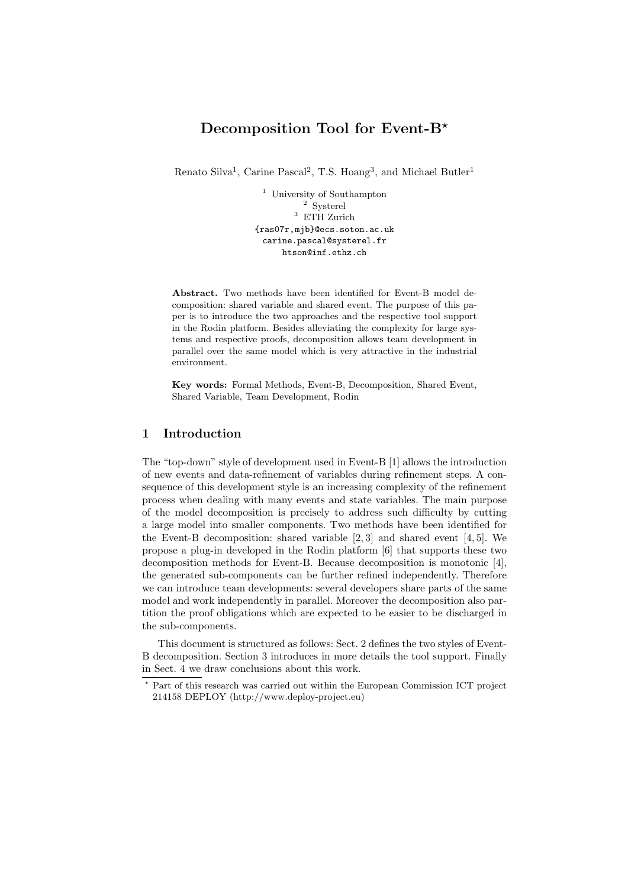# Decomposition Tool for Event-B*

Renato Silva[1], Carine Pascal[2], T.S. Hoang[3], and Michael Butler[1]

[1] University of Southampton
[2] Systerel
[3] ETH Zurich
{ras07r,mjb}@ecs.soton.ac.uk
carine.pascal@systerel.fr
htson@inf.ethz.ch

**Abstract.** Two methods have been identified for Event-B model decomposition: shared variable and shared event. The purpose of this paper is to introduce the two approaches and the respective tool support in the Rodin platform. Besides alleviating the complexity for large systems and respective proofs, decomposition allows team development in parallel over the same model which is very attractive in the industrial environment.

**Key words:** Formal Methods, Event-B, Decomposition, Shared Event, Shared Variable, Team Development, Rodin

## 1 Introduction

The "top-down" style of development used in Event-B [1] allows the introduction of new events and data-refinement of variables during refinement steps. A consequence of this development style is an increasing complexity of the refinement process when dealing with many events and state variables. The main purpose of the model decomposition is precisely to address such difficulty by cutting a large model into smaller components. Two methods have been identified for the Event-B decomposition: shared variable [2, 3] and shared event [4, 5]. We propose a plug-in developed in the Rodin platform [6] that supports these two decomposition methods for Event-B. Because decomposition is monotonic [4], the generated sub-components can be further refined independently. Therefore we can introduce team developments: several developers share parts of the same model and work independently in parallel. Moreover the decomposition also partition the proof obligations which are expected to be easier to be discharged in the sub-components.

This document is structured as follows: Sect. 2 defines the two styles of Event-B decomposition. Section 3 introduces in more details the tool support. Finally in Sect. 4 we draw conclusions about this work.

* Part of this research was carried out within the European Commission ICT project 214158 DEPLOY (http://www.deploy-project.eu)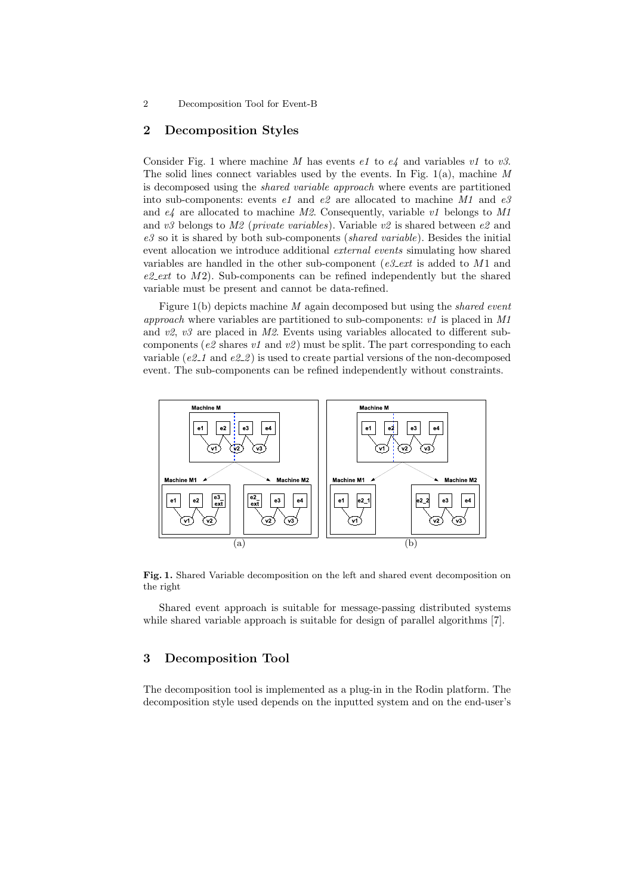## 2 Decomposition Styles

Consider Fig. 1 where machine *M* has events *e1* to *e4* and variables *v1* to *v3*. The solid lines connect variables used by the events. In Fig. 1(a), machine *M* is decomposed using the *shared variable approach* where events are partitioned into sub-components: events *e1* and *e2* are allocated to machine *M1* and *e3* and *e4* are allocated to machine *M2*. Consequently, variable *v1* belongs to *M1* and *v3* belongs to *M2* (*private variables*). Variable *v2* is shared between *e2* and *e3* so it is shared by both sub-components (*shared variable*). Besides the initial event allocation we introduce additional *external events* simulating how shared variables are handled in the other sub-component (*e3_ext* is added to *M*1 and *e2_ext* to *M*2). Sub-components can be refined independently but the shared variable must be present and cannot be data-refined.

Figure 1(b) depicts machine *M* again decomposed but using the *shared event approach* where variables are partitioned to sub-components: *v1* is placed in *M1* and *v2*, *v3* are placed in *M2*. Events using variables allocated to different sub-components (*e2* shares *v1* and *v2*) must be split. The part corresponding to each variable (*e2_1* and *e2_2*) is used to create partial versions of the non-decomposed event. The sub-components can be refined independently without constraints.

**Fig. 1.** Shared Variable decomposition on the left and shared event decomposition on the right

Shared event approach is suitable for message-passing distributed systems while shared variable approach is suitable for design of parallel algorithms [7].

## 3 Decomposition Tool

The decomposition tool is implemented as a plug-in in the Rodin platform. The decomposition style used depends on the inputted system and on the end-user's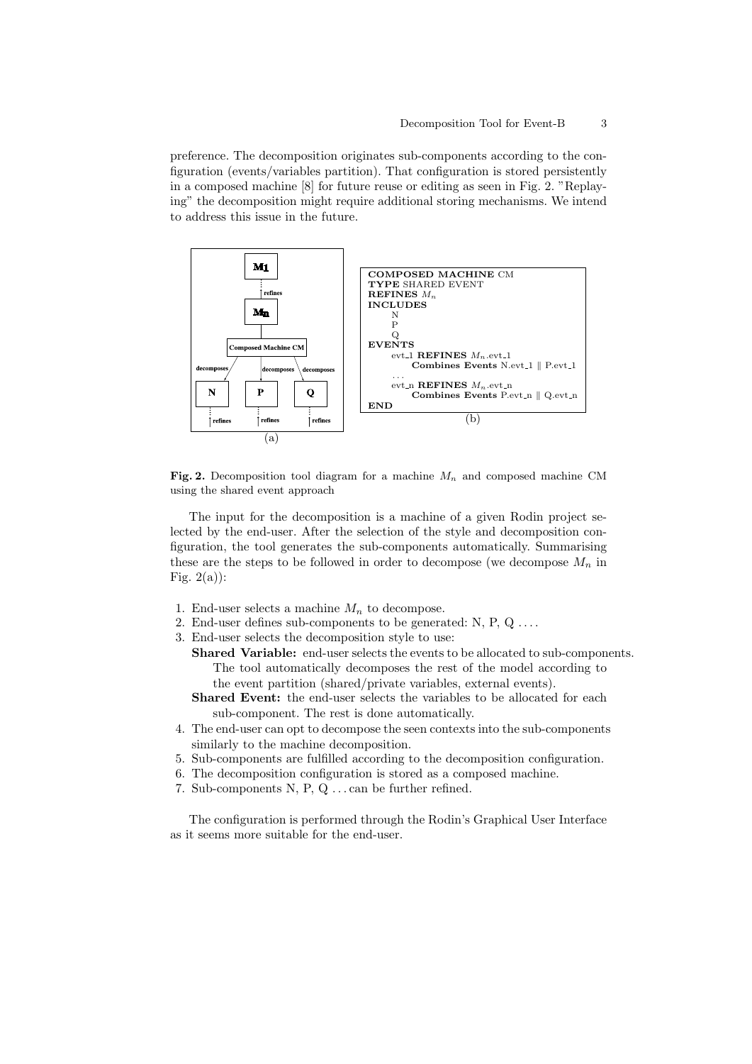preference. The decomposition originates sub-components according to the configuration (events/variables partition). That configuration is stored persistently in a composed machine [8] for future reuse or editing as seen in Fig. 2. "Replaying" the decomposition might require additional storing mechanisms. We intend to address this issue in the future.

M1
refines
Mn
Composed Machine CM
decomposes
decomposes
decomposes
N
P
Q
refines
refines
refines
(a)

```
COMPOSED MACHINE CM
TYPE SHARED EVENT
REFINES Mn
INCLUDES
    N
    P
    Q
EVENTS
    evt_1 REFINES Mn.evt_1
        Combines Events N.evt_1 || P.evt_1
    ...
    evt_n REFINES Mn.evt_n
        Combines Events P.evt_n || Q.evt_n
END
```

(b)

**Fig. 2.** Decomposition tool diagram for a machine $M_n$ and composed machine CM using the shared event approach

The input for the decomposition is a machine of a given Rodin project selected by the end-user. After the selection of the style and decomposition configuration, the tool generates the sub-components automatically. Summarising these are the steps to be followed in order to decompose (we decompose $M_n$ in Fig. 2(a)):

1. End-user selects a machine $M_n$ to decompose.
2. End-user defines sub-components to be generated: N, P, Q ....
3. End-user selects the decomposition style to use:
   **Shared Variable:** end-user selects the events to be allocated to sub-components. The tool automatically decomposes the rest of the model according to the event partition (shared/private variables, external events).
   **Shared Event:** the end-user selects the variables to be allocated for each sub-component. The rest is done automatically.
4. The end-user can opt to decompose the seen contexts into the sub-components similarly to the machine decomposition.
5. Sub-components are fulfilled according to the decomposition configuration.
6. The decomposition configuration is stored as a composed machine.
7. Sub-components N, P, Q ... can be further refined.

The configuration is performed through the Rodin's Graphical User Interface as it seems more suitable for the end-user.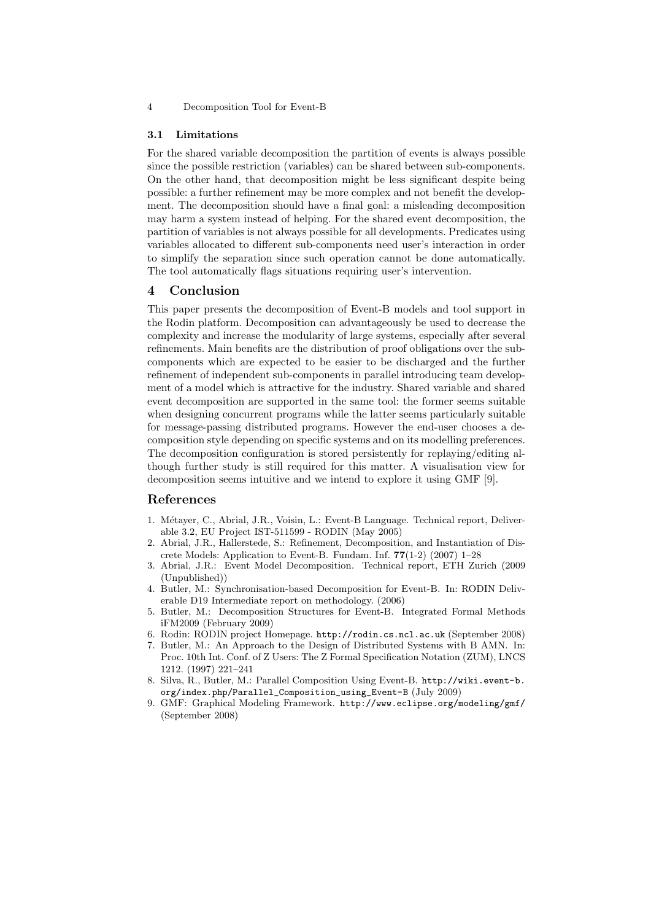### 3.1 Limitations

For the shared variable decomposition the partition of events is always possible since the possible restriction (variables) can be shared between sub-components. On the other hand, that decomposition might be less significant despite being possible: a further refinement may be more complex and not benefit the development. The decomposition should have a final goal: a misleading decomposition may harm a system instead of helping. For the shared event decomposition, the partition of variables is not always possible for all developments. Predicates using variables allocated to different sub-components need user's interaction in order to simplify the separation since such operation cannot be done automatically. The tool automatically flags situations requiring user's intervention.

## 4 Conclusion

This paper presents the decomposition of Event-B models and tool support in the Rodin platform. Decomposition can advantageously be used to decrease the complexity and increase the modularity of large systems, especially after several refinements. Main benefits are the distribution of proof obligations over the sub-components which are expected to be easier to be discharged and the further refinement of independent sub-components in parallel introducing team development of a model which is attractive for the industry. Shared variable and shared event decomposition are supported in the same tool: the former seems suitable when designing concurrent programs while the latter seems particularly suitable for message-passing distributed programs. However the end-user chooses a decomposition style depending on specific systems and on its modelling preferences. The decomposition configuration is stored persistently for replaying/editing although further study is still required for this matter. A visualisation view for decomposition seems intuitive and we intend to explore it using GMF [9].

## References

1. Métayer, C., Abrial, J.R., Voisin, L.: Event-B Language. Technical report, Deliverable 3.2, EU Project IST-511599 - RODIN (May 2005)
2. Abrial, J.R., Hallerstede, S.: Refinement, Decomposition, and Instantiation of Discrete Models: Application to Event-B. Fundam. Inf. **77**(1-2) (2007) 1–28
3. Abrial, J.R.: Event Model Decomposition. Technical report, ETH Zurich (2009 (Unpublished))
4. Butler, M.: Synchronisation-based Decomposition for Event-B. In: RODIN Deliverable D19 Intermediate report on methodology. (2006)
5. Butler, M.: Decomposition Structures for Event-B. Integrated Formal Methods iFM2009 (February 2009)
6. Rodin: RODIN project Homepage. `http://rodin.cs.ncl.ac.uk` (September 2008)
7. Butler, M.: An Approach to the Design of Distributed Systems with B AMN. In: Proc. 10th Int. Conf. of Z Users: The Z Formal Specification Notation (ZUM), LNCS 1212. (1997) 221–241
8. Silva, R., Butler, M.: Parallel Composition Using Event-B. `http://wiki.event-b.org/index.php/Parallel_Composition_using_Event-B` (July 2009)
9. GMF: Graphical Modeling Framework. `http://www.eclipse.org/modeling/gmf/` (September 2008)